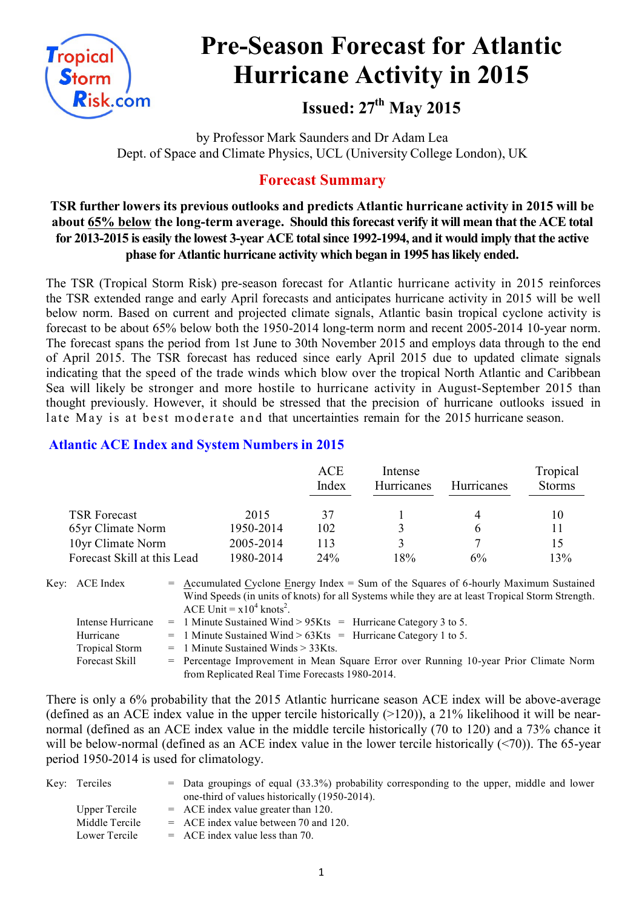# Pre-Season Forecast for Atlantic Hurricane Activity in 2015

## Issued: 27th May 2015

by Professor Mark Saunders and Dr Adam Lea
Dept. of Space and Climate Physics, UCL (University College London), UK

## Forecast Summary

**TSR further lowers its previous outlooks and predicts Atlantic hurricane activity in 2015 will be about 65% below the long-term average. Should this forecast verify it will mean that the ACE total for 2013-2015 is easily the lowest 3-year ACE total since 1992-1994, and it would imply that the active phase for Atlantic hurricane activity which began in 1995 has likely ended.**

The TSR (Tropical Storm Risk) pre-season forecast for Atlantic hurricane activity in 2015 reinforces the TSR extended range and early April forecasts and anticipates hurricane activity in 2015 will be well below norm. Based on current and projected climate signals, Atlantic basin tropical cyclone activity is forecast to be about 65% below both the 1950-2014 long-term norm and recent 2005-2014 10-year norm. The forecast spans the period from 1st June to 30th November 2015 and employs data through to the end of April 2015. The TSR forecast has reduced since early April 2015 due to updated climate signals indicating that the speed of the trade winds which blow over the tropical North Atlantic and Caribbean Sea will likely be stronger and more hostile to hurricane activity in August-September 2015 than thought previously. However, it should be stressed that the precision of hurricane outlooks issued in late May is at best moderate and that uncertainties remain for the 2015 hurricane season.

### Atlantic ACE Index and System Numbers in 2015

| | | ACE Index | Intense Hurricanes | Hurricanes | Tropical Storms |
|---|---|---|---|---|---|
| TSR Forecast | 2015 | 37 | 1 | 4 | 10 |
| 65yr Climate Norm | 1950-2014 | 102 | 3 | 6 | 11 |
| 10yr Climate Norm | 2005-2014 | 113 | 3 | 7 | 15 |
| Forecast Skill at this Lead | 1980-2014 | 24% | 18% | 6% | 13% |

Key:
- ACE Index = Accumulated Cyclone Energy Index = Sum of the Squares of 6-hourly Maximum Sustained Wind Speeds (in units of knots) for all Systems while they are at least Tropical Storm Strength. ACE Unit = $x10^4$ knots$^2$.
- Intense Hurricane = 1 Minute Sustained Wind > 95Kts = Hurricane Category 3 to 5.
- Hurricane = 1 Minute Sustained Wind > 63Kts = Hurricane Category 1 to 5.
- Tropical Storm = 1 Minute Sustained Winds > 33Kts.
- Forecast Skill = Percentage Improvement in Mean Square Error over Running 10-year Prior Climate Norm from Replicated Real Time Forecasts 1980-2014.

There is only a 6% probability that the 2015 Atlantic hurricane season ACE index will be above-average (defined as an ACE index value in the upper tercile historically (>120)), a 21% likelihood it will be near-normal (defined as an ACE index value in the middle tercile historically (70 to 120) and a 73% chance it will be below-normal (defined as an ACE index value in the lower tercile historically (<70)). The 65-year period 1950-2014 is used for climatology.

Key:
- Terciles = Data groupings of equal (33.3%) probability corresponding to the upper, middle and lower one-third of values historically (1950-2014).
- Upper Tercile = ACE index value greater than 120.
- Middle Tercile = ACE index value between 70 and 120.
- Lower Tercile = ACE index value less than 70.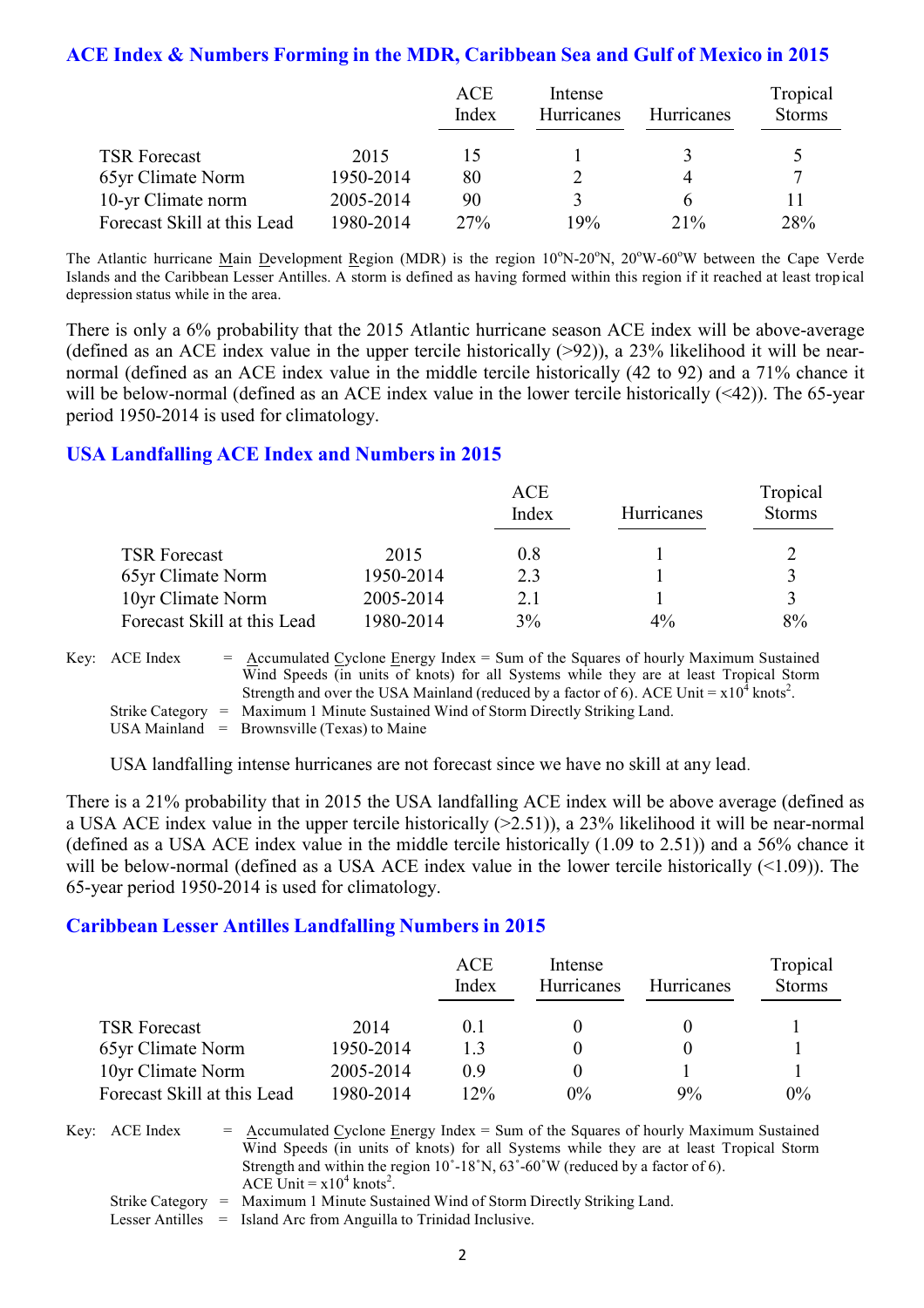## ACE Index & Numbers Forming in the MDR, Caribbean Sea and Gulf of Mexico in 2015

| | | ACE Index | Intense Hurricanes | Hurricanes | Tropical Storms |
|---|---|---|---|---|---|
| TSR Forecast | 2015 | 15 | 1 | 3 | 5 |
| 65yr Climate Norm | 1950-2014 | 80 | 2 | 4 | 7 |
| 10-yr Climate norm | 2005-2014 | 90 | 3 | 6 | 11 |
| Forecast Skill at this Lead | 1980-2014 | 27% | 19% | 21% | 28% |

The Atlantic hurricane Main Development Region (MDR) is the region 10ºN-20ºN, 20ºW-60ºW between the Cape Verde Islands and the Caribbean Lesser Antilles. A storm is defined as having formed within this region if it reached at least tropical depression status while in the area.

There is only a 6% probability that the 2015 Atlantic hurricane season ACE index will be above-average (defined as an ACE index value in the upper tercile historically (>92)), a 23% likelihood it will be near-normal (defined as an ACE index value in the middle tercile historically (42 to 92) and a 71% chance it will be below-normal (defined as an ACE index value in the lower tercile historically (<42)). The 65-year period 1950-2014 is used for climatology.

## USA Landfalling ACE Index and Numbers in 2015

| | | ACE Index | Hurricanes | Tropical Storms |
|---|---|---|---|---|
| TSR Forecast | 2015 | 0.8 | 1 | 2 |
| 65yr Climate Norm | 1950-2014 | 2.3 | 1 | 3 |
| 10yr Climate Norm | 2005-2014 | 2.1 | 1 | 3 |
| Forecast Skill at this Lead | 1980-2014 | 3% | 4% | 8% |

Key: ACE Index = Accumulated Cyclone Energy Index = Sum of the Squares of hourly Maximum Sustained Wind Speeds (in units of knots) for all Systems while they are at least Tropical Storm Strength and over the USA Mainland (reduced by a factor of 6). ACE Unit = $x10^4$ knots$^2$.
Strike Category = Maximum 1 Minute Sustained Wind of Storm Directly Striking Land.
USA Mainland = Brownsville (Texas) to Maine

USA landfalling intense hurricanes are not forecast since we have no skill at any lead.

There is a 21% probability that in 2015 the USA landfalling ACE index will be above average (defined as a USA ACE index value in the upper tercile historically (>2.51)), a 23% likelihood it will be near-normal (defined as a USA ACE index value in the middle tercile historically (1.09 to 2.51)) and a 56% chance it will be below-normal (defined as a USA ACE index value in the lower tercile historically (<1.09)). The 65-year period 1950-2014 is used for climatology.

## Caribbean Lesser Antilles Landfalling Numbers in 2015

| | | ACE Index | Intense Hurricanes | Hurricanes | Tropical Storms |
|---|---|---|---|---|---|
| TSR Forecast | 2014 | 0.1 | 0 | 0 | 1 |
| 65yr Climate Norm | 1950-2014 | 1.3 | 0 | 0 | 1 |
| 10yr Climate Norm | 2005-2014 | 0.9 | 0 | 1 | 1 |
| Forecast Skill at this Lead | 1980-2014 | 12% | 0% | 9% | 0% |

Key: ACE Index = Accumulated Cyclone Energy Index = Sum of the Squares of hourly Maximum Sustained Wind Speeds (in units of knots) for all Systems while they are at least Tropical Storm Strength and within the region 10˚-18˚N, 63˚-60˚W (reduced by a factor of 6). ACE Unit = $x10^4$ knots$^2$.
Strike Category = Maximum 1 Minute Sustained Wind of Storm Directly Striking Land.
Lesser Antilles = Island Arc from Anguilla to Trinidad Inclusive.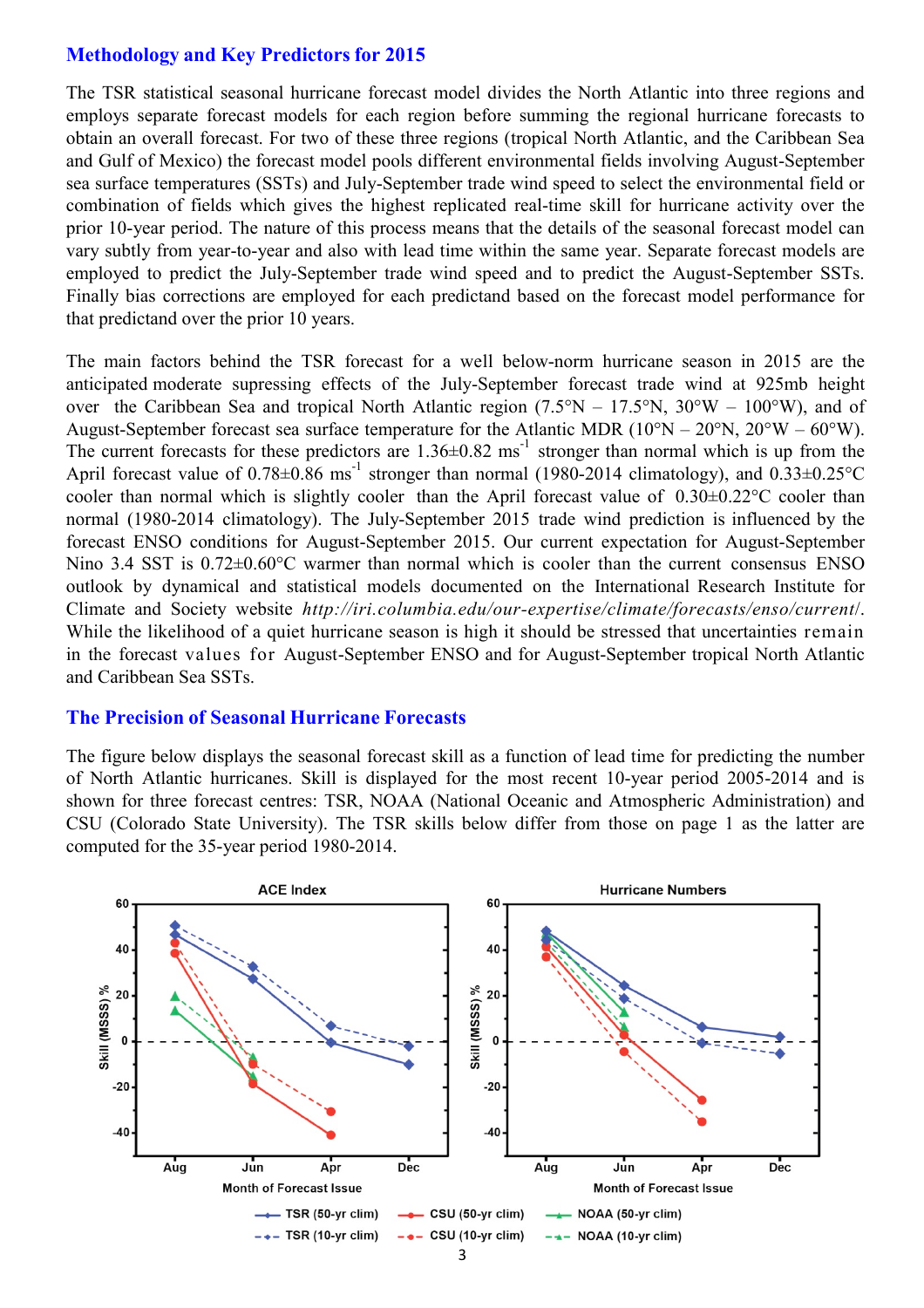## Methodology and Key Predictors for 2015

The TSR statistical seasonal hurricane forecast model divides the North Atlantic into three regions and employs separate forecast models for each region before summing the regional hurricane forecasts to obtain an overall forecast. For two of these three regions (tropical North Atlantic, and the Caribbean Sea and Gulf of Mexico) the forecast model pools different environmental fields involving August-September sea surface temperatures (SSTs) and July-September trade wind speed to select the environmental field or combination of fields which gives the highest replicated real-time skill for hurricane activity over the prior 10-year period. The nature of this process means that the details of the seasonal forecast model can vary subtly from year-to-year and also with lead time within the same year. Separate forecast models are employed to predict the July-September trade wind speed and to predict the August-September SSTs. Finally bias corrections are employed for each predictand based on the forecast model performance for that predictand over the prior 10 years.

The main factors behind the TSR forecast for a well below-norm hurricane season in 2015 are the anticipated moderate supressing effects of the July-September forecast trade wind at 925mb height over the Caribbean Sea and tropical North Atlantic region (7.5°N – 17.5°N, 30°W – 100°W), and of August-September forecast sea surface temperature for the Atlantic MDR (10°N – 20°N, 20°W – 60°W). The current forecasts for these predictors are 1.36±0.82 $ms^{-1}$ stronger than normal which is up from the April forecast value of 0.78±0.86 $ms^{-1}$ stronger than normal (1980-2014 climatology), and 0.33±0.25°C cooler than normal which is slightly cooler than the April forecast value of 0.30±0.22°C cooler than normal (1980-2014 climatology). The July-September 2015 trade wind prediction is influenced by the forecast ENSO conditions for August-September 2015. Our current expectation for August-September Nino 3.4 SST is 0.72±0.60°C warmer than normal which is cooler than the current consensus ENSO outlook by dynamical and statistical models documented on the International Research Institute for Climate and Society website *http://iri.columbia.edu/our-expertise/climate/forecasts/enso/current/*. While the likelihood of a quiet hurricane season is high it should be stressed that uncertainties remain in the forecast values for August-September ENSO and for August-September tropical North Atlantic and Caribbean Sea SSTs.

## The Precision of Seasonal Hurricane Forecasts

The figure below displays the seasonal forecast skill as a function of lead time for predicting the number of North Atlantic hurricanes. Skill is displayed for the most recent 10-year period 2005-2014 and is shown for three forecast centres: TSR, NOAA (National Oceanic and Atmospheric Administration) and CSU (Colorado State University). The TSR skills below differ from those on page 1 as the latter are computed for the 35-year period 1980-2014.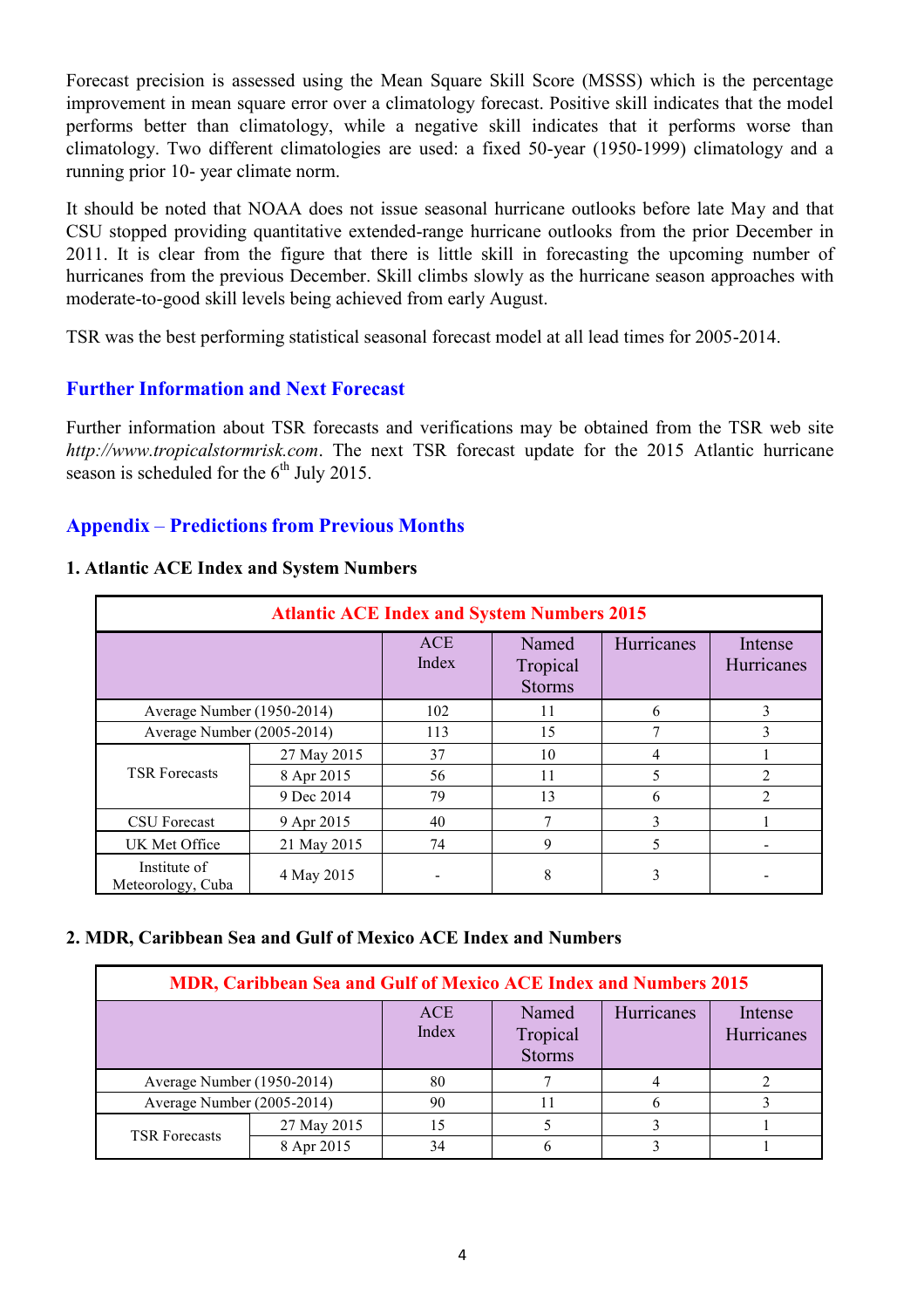Forecast precision is assessed using the Mean Square Skill Score (MSSS) which is the percentage improvement in mean square error over a climatology forecast. Positive skill indicates that the model performs better than climatology, while a negative skill indicates that it performs worse than climatology. Two different climatologies are used: a fixed 50-year (1950-1999) climatology and a running prior 10- year climate norm.

It should be noted that NOAA does not issue seasonal hurricane outlooks before late May and that CSU stopped providing quantitative extended-range hurricane outlooks from the prior December in 2011. It is clear from the figure that there is little skill in forecasting the upcoming number of hurricanes from the previous December. Skill climbs slowly as the hurricane season approaches with moderate-to-good skill levels being achieved from early August.

TSR was the best performing statistical seasonal forecast model at all lead times for 2005-2014.

## Further Information and Next Forecast

Further information about TSR forecasts and verifications may be obtained from the TSR web site *http://www.tropicalstormrisk.com*. The next TSR forecast update for the 2015 Atlantic hurricane season is scheduled for the 6th July 2015.

## Appendix – Predictions from Previous Months

### 1. Atlantic ACE Index and System Numbers

| Atlantic ACE Index and System Numbers 2015 | | | | | |
|---|---|---|---|---|---|
| | | ACE Index | Named Tropical Storms | Hurricanes | Intense Hurricanes |
| Average Number (1950-2014) | | 102 | 11 | 6 | 3 |
| Average Number (2005-2014) | | 113 | 15 | 7 | 3 |
| TSR Forecasts | 27 May 2015 | 37 | 10 | 4 | 1 |
| | 8 Apr 2015 | 56 | 11 | 5 | 2 |
| | 9 Dec 2014 | 79 | 13 | 6 | 2 |
| CSU Forecast | 9 Apr 2015 | 40 | 7 | 3 | 1 |
| UK Met Office | 21 May 2015 | 74 | 9 | 5 | - |
| Institute of Meteorology, Cuba | 4 May 2015 | - | 8 | 3 | - |

### 2. MDR, Caribbean Sea and Gulf of Mexico ACE Index and Numbers

| MDR, Caribbean Sea and Gulf of Mexico ACE Index and Numbers 2015 | | | | | |
|---|---|---|---|---|---|
| | | ACE Index | Named Tropical Storms | Hurricanes | Intense Hurricanes |
| Average Number (1950-2014) | | 80 | 7 | 4 | 2 |
| Average Number (2005-2014) | | 90 | 11 | 6 | 3 |
| TSR Forecasts | 27 May 2015 | 15 | 5 | 3 | 1 |
| | 8 Apr 2015 | 34 | 6 | 3 | 1 |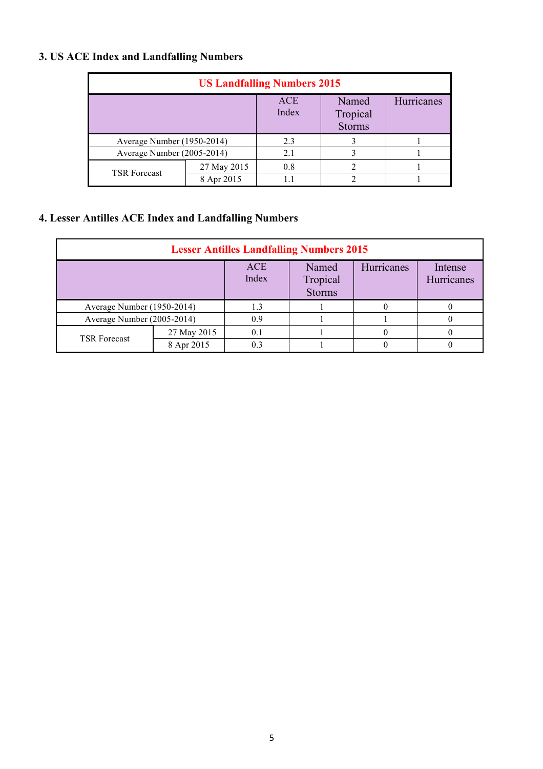### 3. US ACE Index and Landfalling Numbers

| US Landfalling Numbers 2015 | | | | |
|---|---|---|---|---|
| | | ACE Index | Named Tropical Storms | Hurricanes |
| Average Number (1950-2014) | | 2.3 | 3 | 1 |
| Average Number (2005-2014) | | 2.1 | 3 | 1 |
| TSR Forecast | 27 May 2015 | 0.8 | 2 | 1 |
| | 8 Apr 2015 | 1.1 | 2 | 1 |

### 4. Lesser Antilles ACE Index and Landfalling Numbers

| Lesser Antilles Landfalling Numbers 2015 | | | | | |
|---|---|---|---|---|---|
| | | ACE Index | Named Tropical Storms | Hurricanes | Intense Hurricanes |
| Average Number (1950-2014) | | 1.3 | 1 | 0 | 0 |
| Average Number (2005-2014) | | 0.9 | 1 | 1 | 0 |
| TSR Forecast | 27 May 2015 | 0.1 | 1 | 0 | 0 |
| | 8 Apr 2015 | 0.3 | 1 | 0 | 0 |